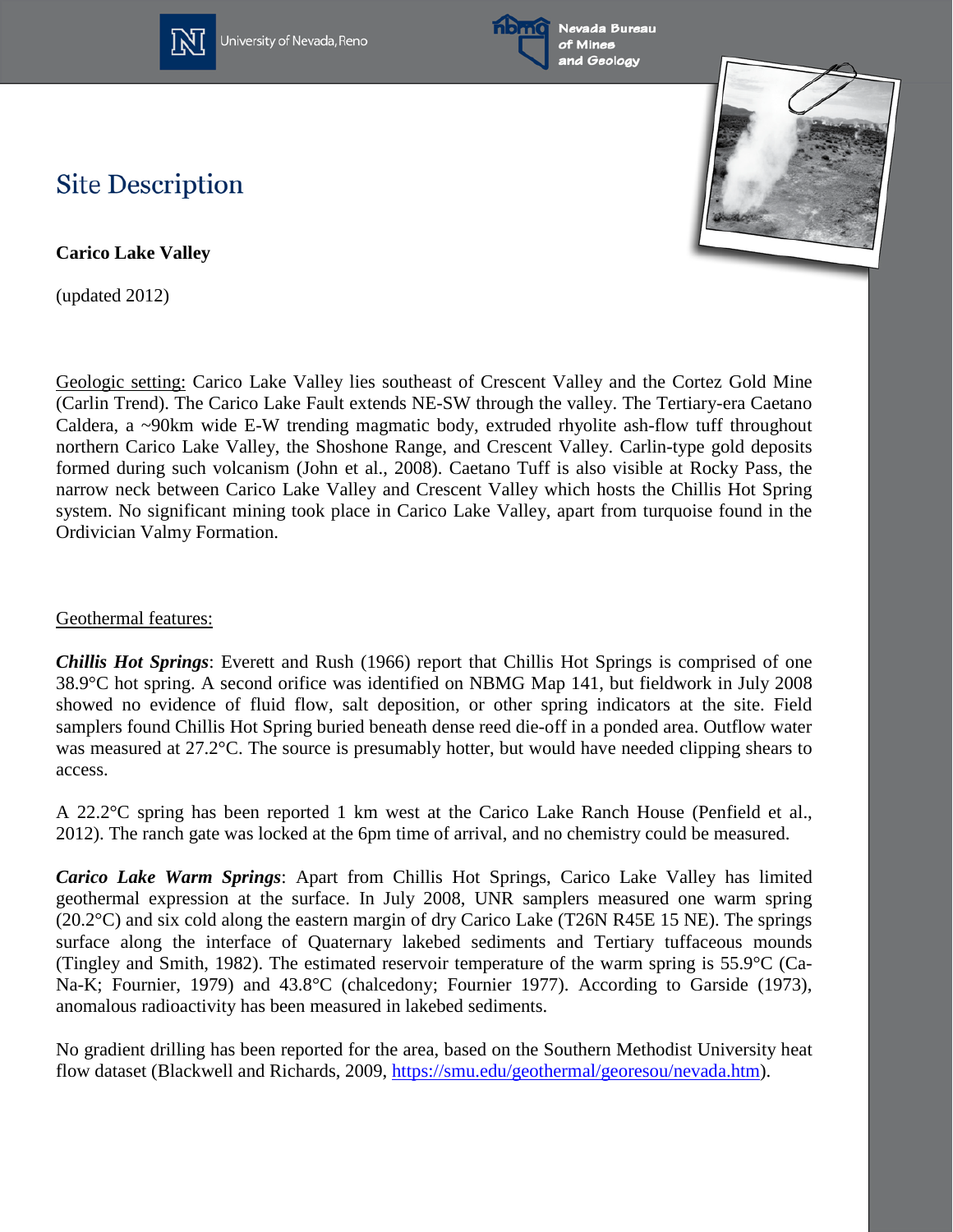# Site Description

**Carico Lake Valley**

(updated 2012)

Geologic setting: Carico Lake Valley lies southeast of Crescent Valley and the Cortez Gold Mine (Carlin Trend). The Carico Lake Fault extends NE-SW through the valley. The Tertiary-era Caetano Caldera, a ~90km wide E-W trending magmatic body, extruded rhyolite ash-flow tuff throughout northern Carico Lake Valley, the Shoshone Range, and Crescent Valley. Carlin-type gold deposits formed during such volcanism (John et al., 2008). Caetano Tuff is also visible at Rocky Pass, the narrow neck between Carico Lake Valley and Crescent Valley which hosts the Chillis Hot Spring system. No significant mining took place in Carico Lake Valley, apart from turquoise found in the Ordivician Valmy Formation.

Geothermal features:

***Chillis Hot Springs***: Everett and Rush (1966) report that Chillis Hot Springs is comprised of one 38.9°C hot spring. A second orifice was identified on NBMG Map 141, but fieldwork in July 2008 showed no evidence of fluid flow, salt deposition, or other spring indicators at the site. Field samplers found Chillis Hot Spring buried beneath dense reed die-off in a ponded area. Outflow water was measured at 27.2°C. The source is presumably hotter, but would have needed clipping shears to access.

A 22.2°C spring has been reported 1 km west at the Carico Lake Ranch House (Penfield et al., 2012). The ranch gate was locked at the 6pm time of arrival, and no chemistry could be measured.

***Carico Lake Warm Springs***: Apart from Chillis Hot Springs, Carico Lake Valley has limited geothermal expression at the surface. In July 2008, UNR samplers measured one warm spring (20.2°C) and six cold along the eastern margin of dry Carico Lake (T26N R45E 15 NE). The springs surface along the interface of Quaternary lakebed sediments and Tertiary tuffaceous mounds (Tingley and Smith, 1982). The estimated reservoir temperature of the warm spring is 55.9°C (Ca-Na-K; Fournier, 1979) and 43.8°C (chalcedony; Fournier 1977). According to Garside (1973), anomalous radioactivity has been measured in lakebed sediments.

No gradient drilling has been reported for the area, based on the Southern Methodist University heat flow dataset (Blackwell and Richards, 2009, https://smu.edu/geothermal/georesou/nevada.htm).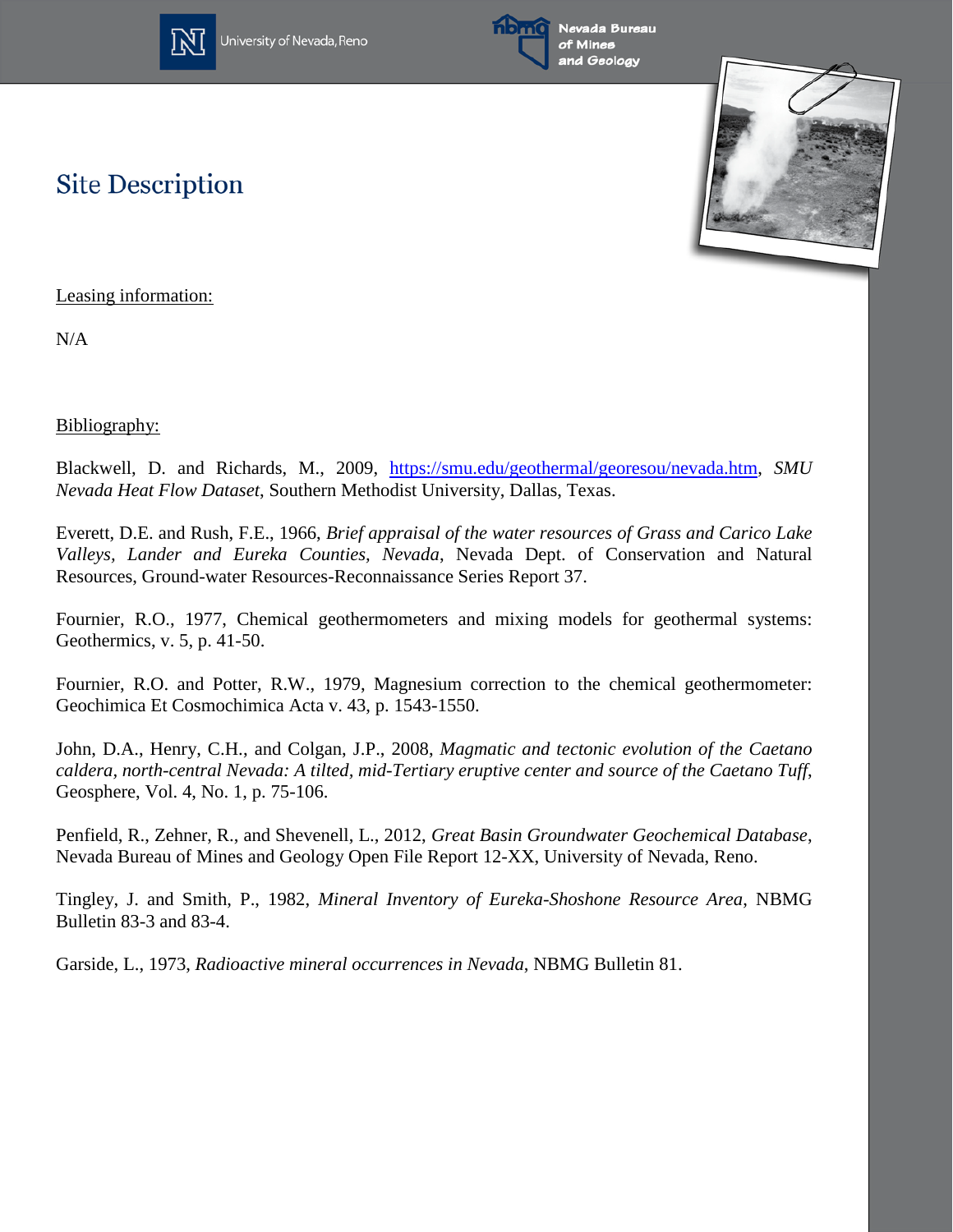# Site Description

Leasing information:

N/A

Bibliography:

Blackwell, D. and Richards, M., 2009, https://smu.edu/geothermal/georesou/nevada.htm, *SMU Nevada Heat Flow Dataset*, Southern Methodist University, Dallas, Texas.

Everett, D.E. and Rush, F.E., 1966, *Brief appraisal of the water resources of Grass and Carico Lake Valleys, Lander and Eureka Counties, Nevada*, Nevada Dept. of Conservation and Natural Resources, Ground-water Resources-Reconnaissance Series Report 37.

Fournier, R.O., 1977, Chemical geothermometers and mixing models for geothermal systems: Geothermics, v. 5, p. 41-50.

Fournier, R.O. and Potter, R.W., 1979, Magnesium correction to the chemical geothermometer: Geochimica Et Cosmochimica Acta v. 43, p. 1543-1550.

John, D.A., Henry, C.H., and Colgan, J.P., 2008, *Magmatic and tectonic evolution of the Caetano caldera, north-central Nevada: A tilted, mid-Tertiary eruptive center and source of the Caetano Tuff*, Geosphere, Vol. 4, No. 1, p. 75-106.

Penfield, R., Zehner, R., and Shevenell, L., 2012, *Great Basin Groundwater Geochemical Database*, Nevada Bureau of Mines and Geology Open File Report 12-XX, University of Nevada, Reno.

Tingley, J. and Smith, P., 1982, *Mineral Inventory of Eureka-Shoshone Resource Area*, NBMG Bulletin 83-3 and 83-4.

Garside, L., 1973, *Radioactive mineral occurrences in Nevada*, NBMG Bulletin 81.